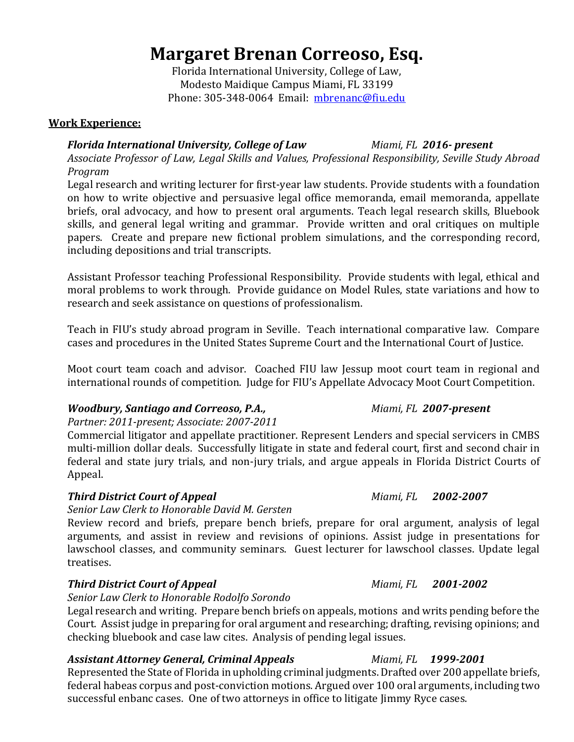# Margaret Brenan Correoso, Esq.

Florida International University, College of Law,
Modesto Maidique Campus Miami, FL 33199
Phone: 305-348-0064 Email: [mbrenanc@fiu.edu](mailto:mbrenanc@fiu.edu)

## Work Experience:

***Florida International University, College of Law*** *Miami, FL* ***2016- present***
*Associate Professor of Law, Legal Skills and Values, Professional Responsibility, Seville Study Abroad Program*
Legal research and writing lecturer for first-year law students. Provide students with a foundation on how to write objective and persuasive legal office memoranda, email memoranda, appellate briefs, oral advocacy, and how to present oral arguments. Teach legal research skills, Bluebook skills, and general legal writing and grammar. Provide written and oral critiques on multiple papers. Create and prepare new fictional problem simulations, and the corresponding record, including depositions and trial transcripts.

Assistant Professor teaching Professional Responsibility. Provide students with legal, ethical and moral problems to work through. Provide guidance on Model Rules, state variations and how to research and seek assistance on questions of professionalism.

Teach in FIU's study abroad program in Seville. Teach international comparative law. Compare cases and procedures in the United States Supreme Court and the International Court of Justice.

Moot court team coach and advisor. Coached FIU law Jessup moot court team in regional and international rounds of competition. Judge for FIU's Appellate Advocacy Moot Court Competition.

***Woodbury, Santiago and Correoso, P.A.,*** *Miami, FL* ***2007-present***
*Partner: 2011-present; Associate: 2007-2011*
Commercial litigator and appellate practitioner. Represent Lenders and special servicers in CMBS multi-million dollar deals. Successfully litigate in state and federal court, first and second chair in federal and state jury trials, and non-jury trials, and argue appeals in Florida District Courts of Appeal.

***Third District Court of Appeal*** *Miami, FL* ***2002-2007***
*Senior Law Clerk to Honorable David M. Gersten*
Review record and briefs, prepare bench briefs, prepare for oral argument, analysis of legal arguments, and assist in review and revisions of opinions. Assist judge in presentations for lawschool classes, and community seminars. Guest lecturer for lawschool classes. Update legal treatises.

***Third District Court of Appeal*** *Miami, FL* ***2001-2002***
*Senior Law Clerk to Honorable Rodolfo Sorondo*
Legal research and writing. Prepare bench briefs on appeals, motions and writs pending before the Court. Assist judge in preparing for oral argument and researching; drafting, revising opinions; and checking bluebook and case law cites. Analysis of pending legal issues.

***Assistant Attorney General, Criminal Appeals*** *Miami, FL* ***1999-2001***
Represented the State of Florida in upholding criminal judgments. Drafted over 200 appellate briefs, federal habeas corpus and post-conviction motions. Argued over 100 oral arguments, including two successful enbanc cases. One of two attorneys in office to litigate Jimmy Ryce cases.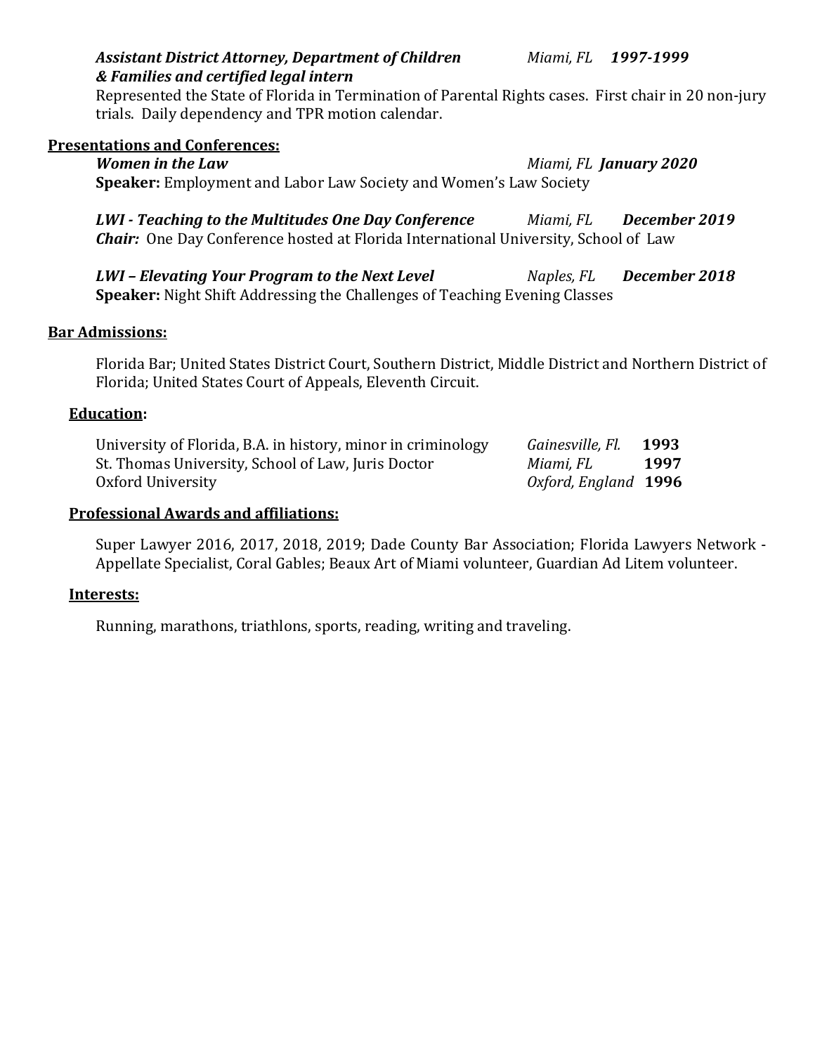***Assistant District Attorney, Department of Children & Families and certified legal intern*** *Miami, FL* ***1997-1999***

Represented the State of Florida in Termination of Parental Rights cases. First chair in 20 non-jury trials. Daily dependency and TPR motion calendar.

## Presentations and Conferences:

***Women in the Law*** *Miami, FL* ***January 2020***

**Speaker:** Employment and Labor Law Society and Women's Law Society

***LWI - Teaching to the Multitudes One Day Conference*** *Miami, FL* ***December 2019***

***Chair:*** One Day Conference hosted at Florida International University, School of Law

***LWI – Elevating Your Program to the Next Level*** *Naples, FL* ***December 2018***

**Speaker:** Night Shift Addressing the Challenges of Teaching Evening Classes

## Bar Admissions:

Florida Bar; United States District Court, Southern District, Middle District and Northern District of Florida; United States Court of Appeals, Eleventh Circuit.

## Education:

University of Florida, B.A. in history, minor in criminology *Gainesville, Fl.* **1993**
St. Thomas University, School of Law, Juris Doctor *Miami, FL* **1997**
Oxford University *Oxford, England* **1996**

## Professional Awards and affiliations:

Super Lawyer 2016, 2017, 2018, 2019; Dade County Bar Association; Florida Lawyers Network - Appellate Specialist, Coral Gables; Beaux Art of Miami volunteer, Guardian Ad Litem volunteer.

## Interests:

Running, marathons, triathlons, sports, reading, writing and traveling.